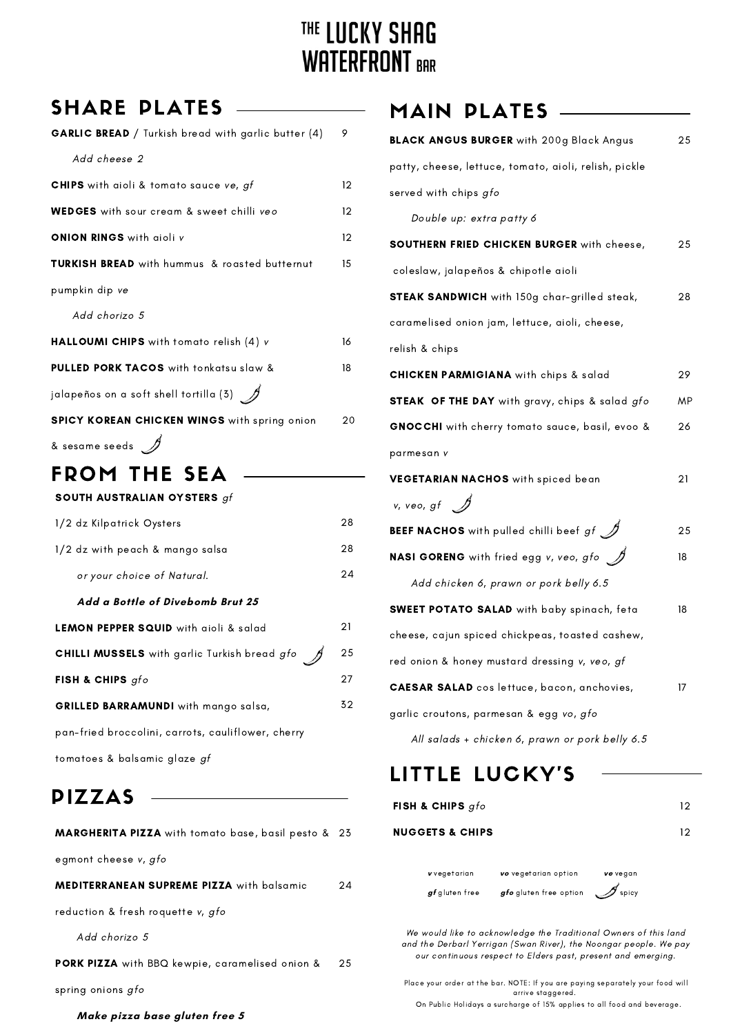# THE LUCKY SHAG WATERFRONT BAR

## SHARE PLATES

**GARLIC BREAD** / Turkish bread with garlic butter (4) 9

*Add cheese 2*

**CHIPS** with aioli & tomato sauce *ve, gf* 12

**WEDGES** with sour cream & sweet chilli *veo* 12

**ONION RINGS** with aioli *v* 12

**TURKISH BREAD** with hummus & roasted butternut pumpkin dip *ve* 15

*Add chorizo 5*

**HALLOUMI CHIPS** with tomato relish (4) *v* 16

**PULLED PORK TACOS** with tonkatsu slaw & jalapeños on a soft shell tortilla (3) (spicy) 18

**SPICY KOREAN CHICKEN WINGS** with spring onion & sesame seeds (spicy) 20

## FROM THE SEA

**SOUTH AUSTRALIAN OYSTERS** *gf*

1/2 dz Kilpatrick Oysters 28

1/2 dz with peach & mango salsa 28

*or your choice of Natural.* 24

***Add a Bottle of Divebomb Brut 25***

**LEMON PEPPER SQUID** with aioli & salad 21

**CHILLI MUSSELS** with garlic Turkish bread *gfo* (spicy) 25

**FISH & CHIPS** *gfo* 27

**GRILLED BARRAMUNDI** with mango salsa, pan-fried broccolini, carrots, cauliflower, cherry tomatoes & balsamic glaze *gf* 32

## PIZZAS

**MARGHERITA PIZZA** with tomato base, basil pesto & egmont cheese *v, gfo* 23

**MEDITERRANEAN SUPREME PIZZA** with balsamic reduction & fresh roquette *v, gfo* 24

*Add chorizo 5*

**PORK PIZZA** with BBQ kewpie, caramelised onion & spring onions *gfo* 25

***Make pizza base gluten free 5***

## MAIN PLATES

**BLACK ANGUS BURGER** with 200g Black Angus patty, cheese, lettuce, tomato, aioli, relish, pickle served with chips *gfo* 25

*Double up: extra patty 6*

**SOUTHERN FRIED CHICKEN BURGER** with cheese, coleslaw, jalapeños & chipotle aioli 25

**STEAK SANDWICH** with 150g char-grilled steak, caramelised onion jam, lettuce, aioli, cheese, relish & chips 28

**CHICKEN PARMIGIANA** with chips & salad 29

**STEAK OF THE DAY** with gravy, chips & salad *gfo* MP

**GNOCCHI** with cherry tomato sauce, basil, evoo & parmesan *v* 26

**VEGETARIAN NACHOS** with spiced bean *v, veo, gf* (spicy) 21

**BEEF NACHOS** with pulled chilli beef *gf* (spicy) 25

**NASI GORENG** with fried egg *v, veo, gfo* (spicy) 18

*Add chicken 6, prawn or pork belly 6.5*

**SWEET POTATO SALAD** with baby spinach, feta cheese, cajun spiced chickpeas, toasted cashew, red onion & honey mustard dressing *v, veo, gf* 18

**CAESAR SALAD** cos lettuce, bacon, anchovies, garlic croutons, parmesan & egg *vo, gfo* 17

*All salads + chicken 6, prawn or pork belly 6.5*

## LITTLE LUCKY'S

**FISH & CHIPS** *gfo* 12

**NUGGETS & CHIPS** 12

***v*** vegetarian ***vo*** vegetarian option ***ve*** vegan
***gf*** gluten free ***gfo*** gluten free option (chilli symbol) spicy

*We would like to acknowledge the Traditional Owners of this land and the Derbarl Yerrigan (Swan River), the Noongar people. We pay our continuous respect to Elders past, present and emerging.*

Place your order at the bar. NOTE: If you are paying separately your food will arrive staggered.
On Public Holidays a surcharge of 15% applies to all food and beverage.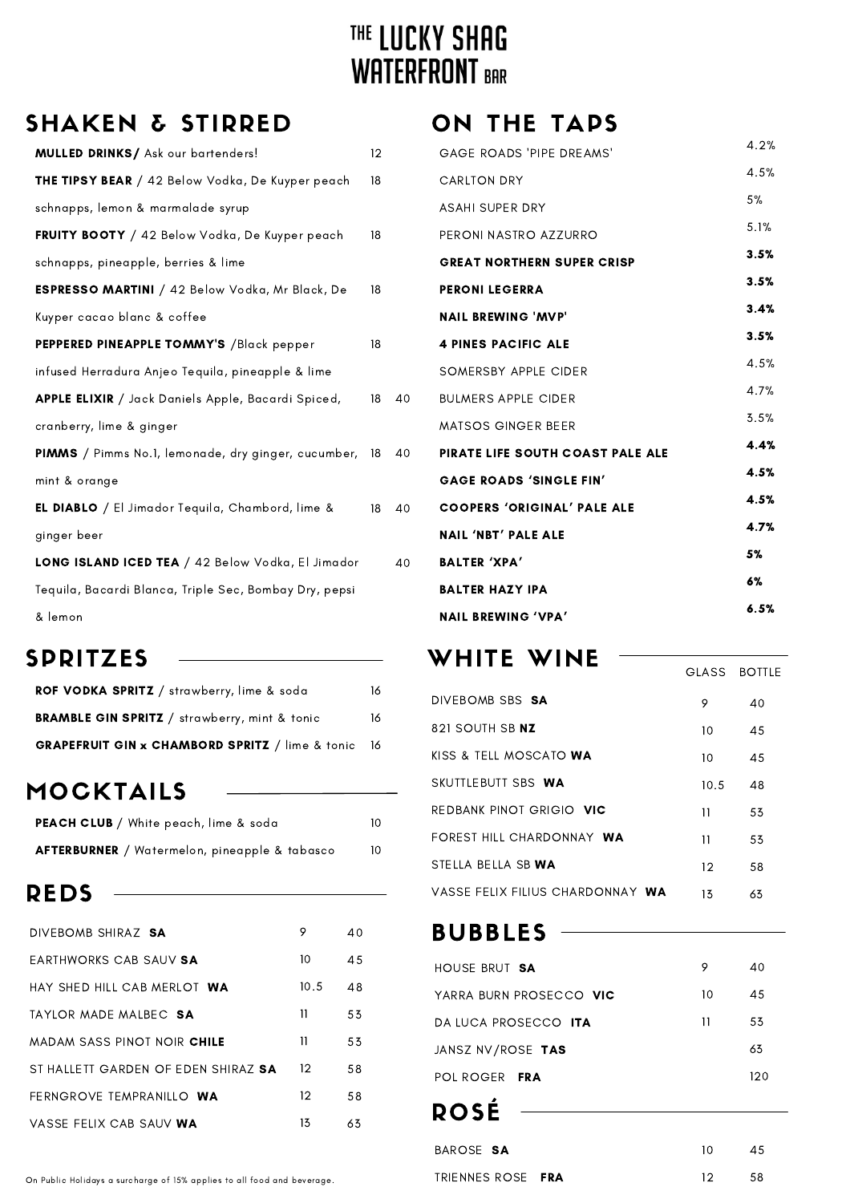# THE LUCKY SHAG WATERFRONT BAR

## SHAKEN & STIRRED

| | | |
|---|---|---|
| **MULLED DRINKS/** Ask our bartenders! | 12 | |
| **THE TIPSY BEAR** / 42 Below Vodka, De Kuyper peach schnapps, lemon & marmalade syrup | 18 | |
| **FRUITY BOOTY** / 42 Below Vodka, De Kuyper peach schnapps, pineapple, berries & lime | 18 | |
| **ESPRESSO MARTINI** / 42 Below Vodka, Mr Black, De Kuyper cacao blanc & coffee | 18 | |
| **PEPPERED PINEAPPLE TOMMY'S** /Black pepper infused Herradura Anjeo Tequila, pineapple & lime | 18 | |
| **APPLE ELIXIR** / Jack Daniels Apple, Bacardi Spiced, cranberry, lime & ginger | 18 | 40 |
| **PIMMS** / Pimms No.1, lemonade, dry ginger, cucumber, mint & orange | 18 | 40 |
| **EL DIABLO** / El Jimador Tequila, Chambord, lime & ginger beer | 18 | 40 |
| **LONG ISLAND ICED TEA** / 42 Below Vodka, El Jimador Tequila, Bacardi Blanca, Triple Sec, Bombay Dry, pepsi & lemon | | 40 |

## SPRITZES

| | |
|---|---|
| **ROF VODKA SPRITZ** / strawberry, lime & soda | 16 |
| **BRAMBLE GIN SPRITZ** / strawberry, mint & tonic | 16 |
| **GRAPEFRUIT GIN x CHAMBORD SPRITZ** / lime & tonic | 16 |

## MOCKTAILS

| | |
|---|---|
| **PEACH CLUB** / White peach, lime & soda | 10 |
| **AFTERBURNER** / Watermelon, pineapple & tabasco | 10 |

## REDS

| | | |
|---|---|---|
| DIVEBOMB SHIRAZ **SA** | 9 | 40 |
| EARTHWORKS CAB SAUV **SA** | 10 | 45 |
| HAY SHED HILL CAB MERLOT **WA** | 10.5 | 48 |
| TAYLOR MADE MALBEC **SA** | 11 | 53 |
| MADAM SASS PINOT NOIR **CHILE** | 11 | 53 |
| ST HALLETT GARDEN OF EDEN SHIRAZ **SA** | 12 | 58 |
| FERNGROVE TEMPRANILLO **WA** | 12 | 58 |
| VASSE FELIX CAB SAUV **WA** | 13 | 63 |

## ON THE TAPS

| | |
|---|---|
| GAGE ROADS 'PIPE DREAMS' | 4.2% |
| CARLTON DRY | 4.5% |
| ASAHI SUPER DRY | 5% |
| PERONI NASTRO AZZURRO | 5.1% |
| **GREAT NORTHERN SUPER CRISP** | **3.5%** |
| **PERONI LEGERRA** | **3.5%** |
| **NAIL BREWING 'MVP'** | **3.4%** |
| **4 PINES PACIFIC ALE** | **3.5%** |
| SOMERSBY APPLE CIDER | 4.5% |
| BULMERS APPLE CIDER | 4.7% |
| MATSOS GINGER BEER | 3.5% |
| **PIRATE LIFE SOUTH COAST PALE ALE** | **4.4%** |
| **GAGE ROADS 'SINGLE FIN'** | **4.5%** |
| **COOPERS 'ORIGINAL' PALE ALE** | **4.5%** |
| **NAIL 'NBT' PALE ALE** | **4.7%** |
| **BALTER 'XPA'** | **5%** |
| **BALTER HAZY IPA** | **6%** |
| **NAIL BREWING 'VPA'** | **6.5%** |

## WHITE WINE

| | GLASS | BOTTLE |
|---|---|---|
| DIVEBOMB SBS **SA** | 9 | 40 |
| 821 SOUTH SB **NZ** | 10 | 45 |
| KISS & TELL MOSCATO **WA** | 10 | 45 |
| SKUTTLEBUTT SBS **WA** | 10.5 | 48 |
| REDBANK PINOT GRIGIO **VIC** | 11 | 53 |
| FOREST HILL CHARDONNAY **WA** | 11 | 53 |
| STELLA BELLA SB **WA** | 12 | 58 |
| VASSE FELIX FILIUS CHARDONNAY **WA** | 13 | 63 |

## BUBBLES

| | | |
|---|---|---|
| HOUSE BRUT **SA** | 9 | 40 |
| YARRA BURN PROSECCO **VIC** | 10 | 45 |
| DA LUCA PROSECCO **ITA** | 11 | 53 |
| JANSZ NV/ROSE **TAS** | | 63 |
| POL ROGER **FRA** | | 120 |

## ROSÉ

| | | |
|---|---|---|
| BAROSE **SA** | 10 | 45 |
| TRIENNES ROSE **FRA** | 12 | 58 |

On Public Holidays a surcharge of 15% applies to all food and beverage.